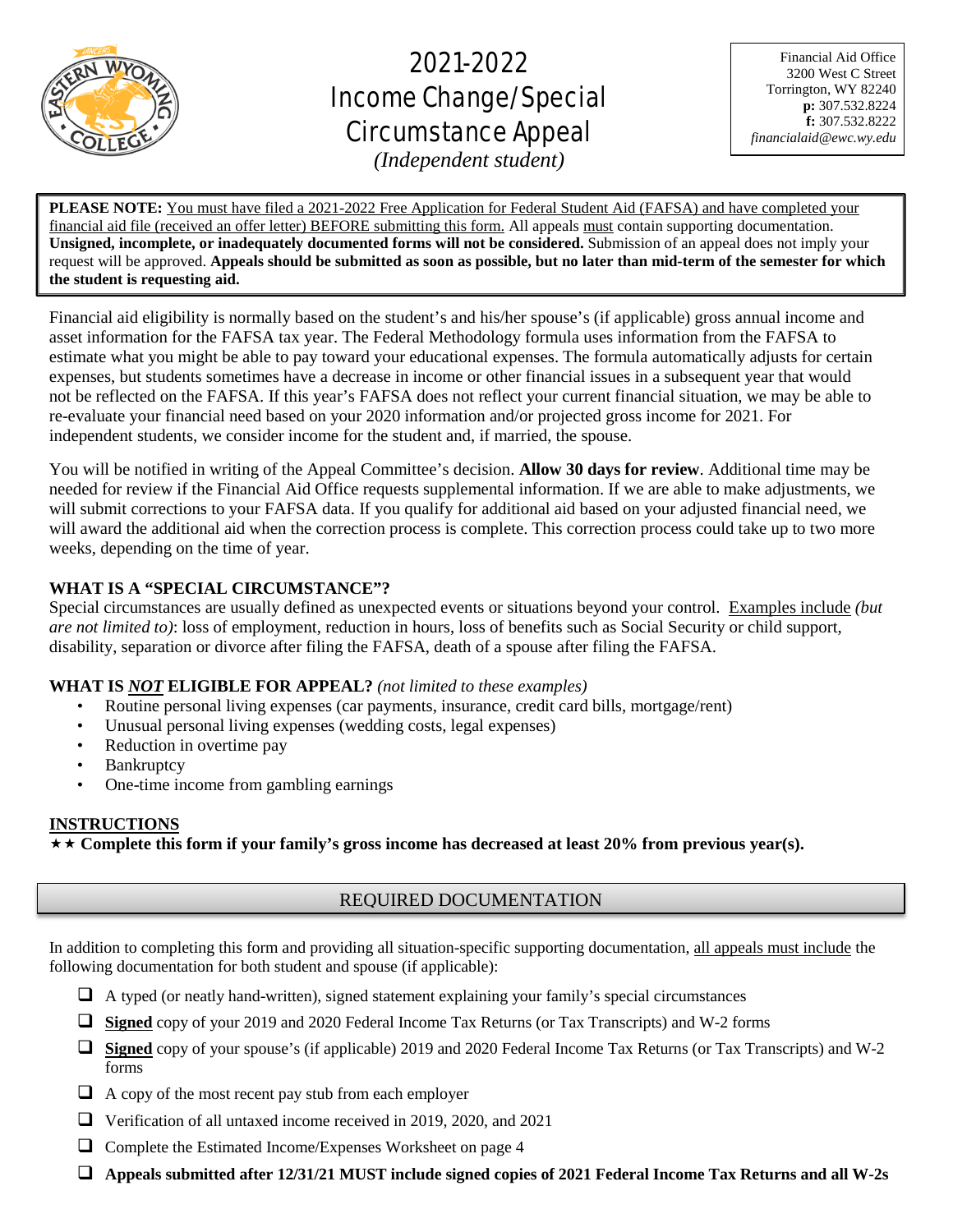# 2021-2022 Income Change/Special Circumstance Appeal

*(Independent student)*

Financial Aid Office
3200 West C Street
Torrington, WY 82240
**p:** 307.532.8224
**f:** 307.532.8222
*financialaid@ewc.wy.edu*

**PLEASE NOTE:** You must have filed a 2021-2022 Free Application for Federal Student Aid (FAFSA) and have completed your financial aid file (received an offer letter) BEFORE submitting this form. All appeals must contain supporting documentation. **Unsigned, incomplete, or inadequately documented forms will not be considered.** Submission of an appeal does not imply your request will be approved. **Appeals should be submitted as soon as possible, but no later than mid-term of the semester for which the student is requesting aid.**

Financial aid eligibility is normally based on the student's and his/her spouse's (if applicable) gross annual income and asset information for the FAFSA tax year. The Federal Methodology formula uses information from the FAFSA to estimate what you might be able to pay toward your educational expenses. The formula automatically adjusts for certain expenses, but students sometimes have a decrease in income or other financial issues in a subsequent year that would not be reflected on the FAFSA. If this year's FAFSA does not reflect your current financial situation, we may be able to re-evaluate your financial need based on your 2020 information and/or projected gross income for 2021. For independent students, we consider income for the student and, if married, the spouse.

You will be notified in writing of the Appeal Committee's decision. **Allow 30 days for review**. Additional time may be needed for review if the Financial Aid Office requests supplemental information. If we are able to make adjustments, we will submit corrections to your FAFSA data. If you qualify for additional aid based on your adjusted financial need, we will award the additional aid when the correction process is complete. This correction process could take up to two more weeks, depending on the time of year.

**WHAT IS A "SPECIAL CIRCUMSTANCE"?**

Special circumstances are usually defined as unexpected events or situations beyond your control. Examples include *(but are not limited to)*: loss of employment, reduction in hours, loss of benefits such as Social Security or child support, disability, separation or divorce after filing the FAFSA, death of a spouse after filing the FAFSA.

**WHAT IS *NOT* ELIGIBLE FOR APPEAL?** *(not limited to these examples)*

- Routine personal living expenses (car payments, insurance, credit card bills, mortgage/rent)
- Unusual personal living expenses (wedding costs, legal expenses)
- Reduction in overtime pay
- Bankruptcy
- One-time income from gambling earnings

**INSTRUCTIONS**

★★ **Complete this form if your family's gross income has decreased at least 20% from previous year(s).**

## REQUIRED DOCUMENTATION

In addition to completing this form and providing all situation-specific supporting documentation, all appeals must include the following documentation for both student and spouse (if applicable):

- ❑ A typed (or neatly hand-written), signed statement explaining your family's special circumstances
- ❑ **Signed** copy of your 2019 and 2020 Federal Income Tax Returns (or Tax Transcripts) and W-2 forms
- ❑ **Signed** copy of your spouse's (if applicable) 2019 and 2020 Federal Income Tax Returns (or Tax Transcripts) and W-2 forms
- ❑ A copy of the most recent pay stub from each employer
- ❑ Verification of all untaxed income received in 2019, 2020, and 2021
- ❑ Complete the Estimated Income/Expenses Worksheet on page 4
- ❑ **Appeals submitted after 12/31/21 MUST include signed copies of 2021 Federal Income Tax Returns and all W-2s**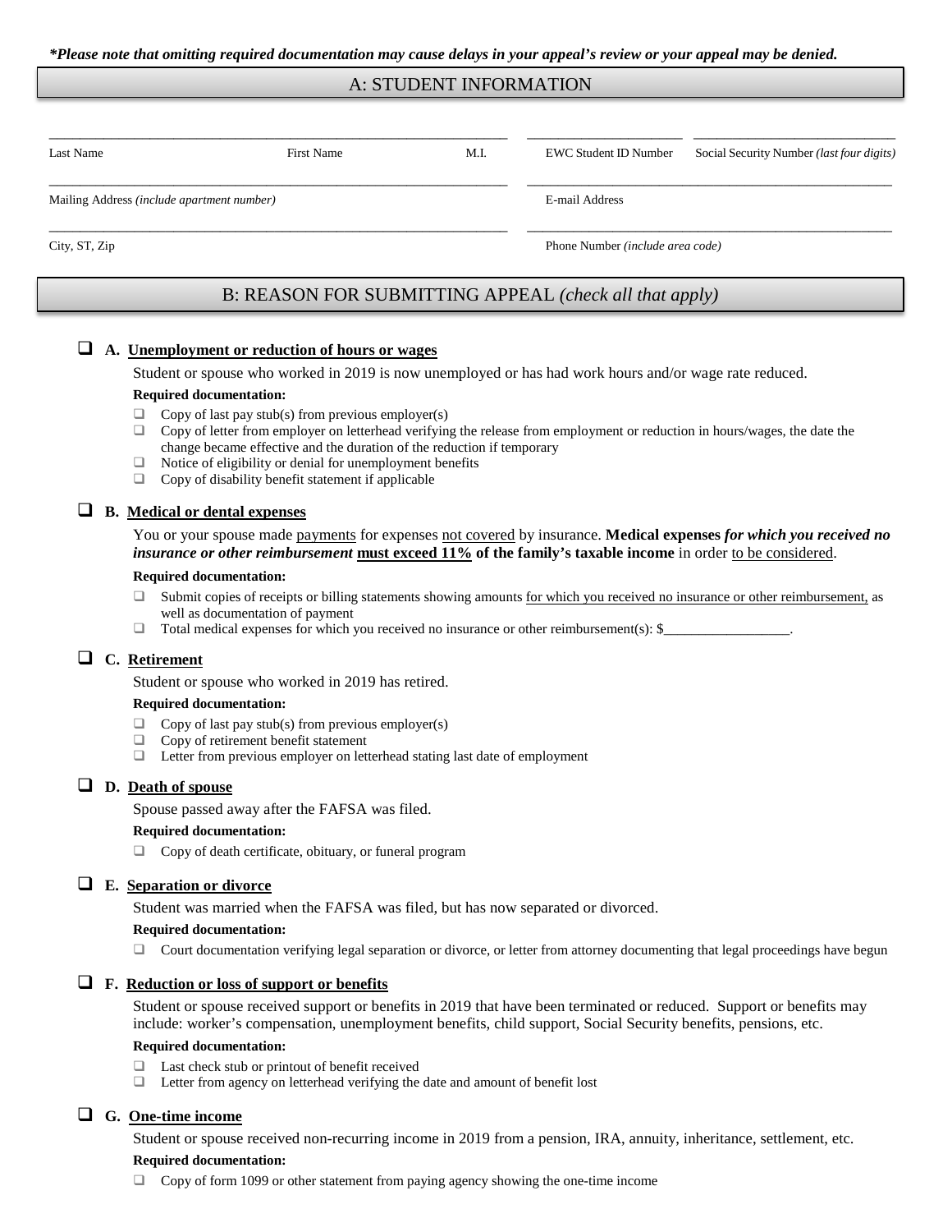***Please note that omitting required documentation may cause delays in your appeal's review or your appeal may be denied.***

## A: STUDENT INFORMATION

| ______________ | ______________ | ______ | ______________ | ______________ |
|---|---|---|---|---|
| Last Name | First Name | M.I. | EWC Student ID Number | Social Security Number *(last four digits)* |

| ______________ | ______________ |
|---|---|
| Mailing Address *(include apartment number)* | E-mail Address |
| ______________ | ______________ |
| City, ST, Zip | Phone Number *(include area code)* |

## B: REASON FOR SUBMITTING APPEAL *(check all that apply)*

❑ **A. Unemployment or reduction of hours or wages**

Student or spouse who worked in 2019 is now unemployed or has had work hours and/or wage rate reduced.

**Required documentation:**

- ❑ Copy of last pay stub(s) from previous employer(s)
- ❑ Copy of letter from employer on letterhead verifying the release from employment or reduction in hours/wages, the date the change became effective and the duration of the reduction if temporary
- ❑ Notice of eligibility or denial for unemployment benefits
- ❑ Copy of disability benefit statement if applicable

❑ **B. Medical or dental expenses**

You or your spouse made payments for expenses not covered by insurance. **Medical expenses *for which you received no insurance or other reimbursement* must exceed 11% of the family's taxable income** in order to be considered.

**Required documentation:**

- ❑ Submit copies of receipts or billing statements showing amounts for which you received no insurance or other reimbursement, as well as documentation of payment
- ❑ Total medical expenses for which you received no insurance or other reimbursement(s): $__________________.

❑ **C. Retirement**

Student or spouse who worked in 2019 has retired.

**Required documentation:**

- ❑ Copy of last pay stub(s) from previous employer(s)
- ❑ Copy of retirement benefit statement
- ❑ Letter from previous employer on letterhead stating last date of employment

❑ **D. Death of spouse**

Spouse passed away after the FAFSA was filed.

**Required documentation:**

- ❑ Copy of death certificate, obituary, or funeral program

❑ **E. Separation or divorce**

Student was married when the FAFSA was filed, but has now separated or divorced.

**Required documentation:**

- ❑ Court documentation verifying legal separation or divorce, or letter from attorney documenting that legal proceedings have begun

❑ **F. Reduction or loss of support or benefits**

Student or spouse received support or benefits in 2019 that have been terminated or reduced. Support or benefits may include: worker's compensation, unemployment benefits, child support, Social Security benefits, pensions, etc.

**Required documentation:**

- ❑ Last check stub or printout of benefit received
- ❑ Letter from agency on letterhead verifying the date and amount of benefit lost

❑ **G. One-time income**

Student or spouse received non-recurring income in 2019 from a pension, IRA, annuity, inheritance, settlement, etc.

**Required documentation:**

- ❑ Copy of form 1099 or other statement from paying agency showing the one-time income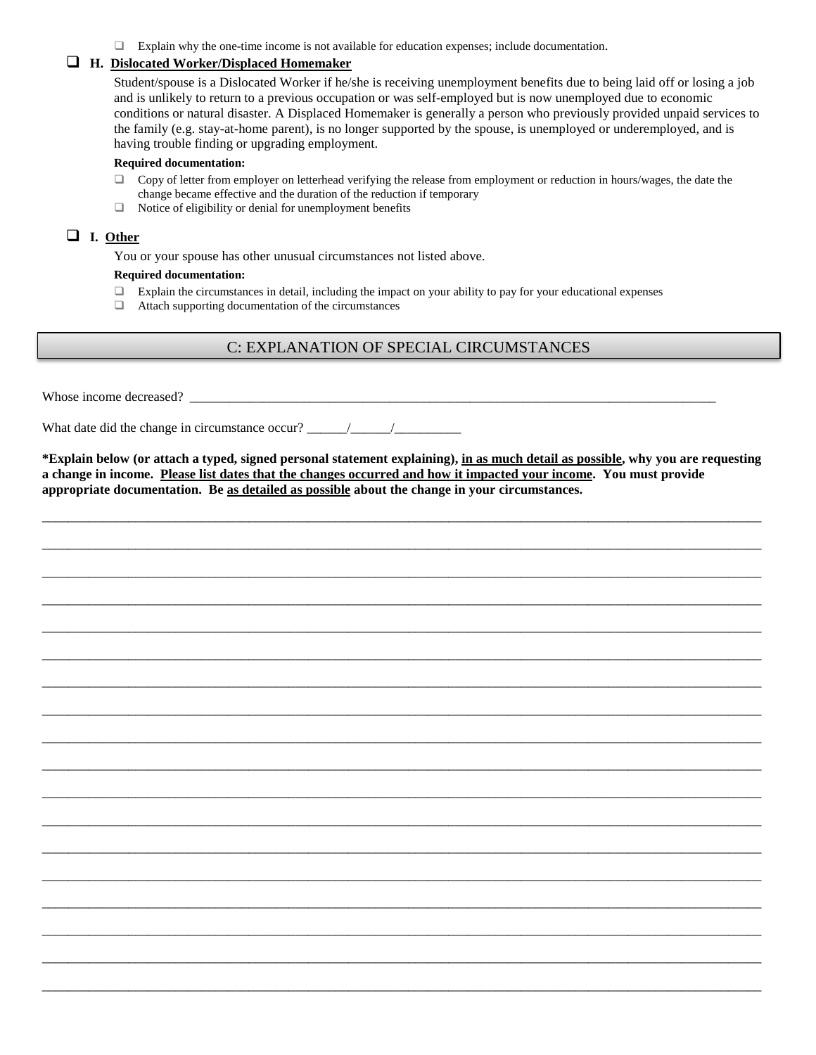- ❑ Explain why the one-time income is not available for education expenses; include documentation.

### ❑ H. Dislocated Worker/Displaced Homemaker

Student/spouse is a Dislocated Worker if he/she is receiving unemployment benefits due to being laid off or losing a job and is unlikely to return to a previous occupation or was self-employed but is now unemployed due to economic conditions or natural disaster. A Displaced Homemaker is generally a person who previously provided unpaid services to the family (e.g. stay-at-home parent), is no longer supported by the spouse, is unemployed or underemployed, and is having trouble finding or upgrading employment.

**Required documentation:**

- ❑ Copy of letter from employer on letterhead verifying the release from employment or reduction in hours/wages, the date the change became effective and the duration of the reduction if temporary
- ❑ Notice of eligibility or denial for unemployment benefits

### ❑ I. Other

You or your spouse has other unusual circumstances not listed above.

**Required documentation:**

- ❑ Explain the circumstances in detail, including the impact on your ability to pay for your educational expenses
- ❑ Attach supporting documentation of the circumstances

## C: EXPLANATION OF SPECIAL CIRCUMSTANCES

Whose income decreased? ______________________________________________________________________________

What date did the change in circumstance occur? ______/______/__________

**\*Explain below (or attach a typed, signed personal statement explaining), <u>in as much detail as possible</u>, why you are requesting a change in income. <u>Please list dates that the changes occurred and how it impacted your income</u>. You must provide appropriate documentation. Be <u>as detailed as possible</u> about the change in your circumstances.**

__________________________________________________________________________________________

__________________________________________________________________________________________

__________________________________________________________________________________________

__________________________________________________________________________________________

__________________________________________________________________________________________

__________________________________________________________________________________________

__________________________________________________________________________________________

__________________________________________________________________________________________

__________________________________________________________________________________________

__________________________________________________________________________________________

__________________________________________________________________________________________

__________________________________________________________________________________________

__________________________________________________________________________________________

__________________________________________________________________________________________

__________________________________________________________________________________________

__________________________________________________________________________________________

__________________________________________________________________________________________

__________________________________________________________________________________________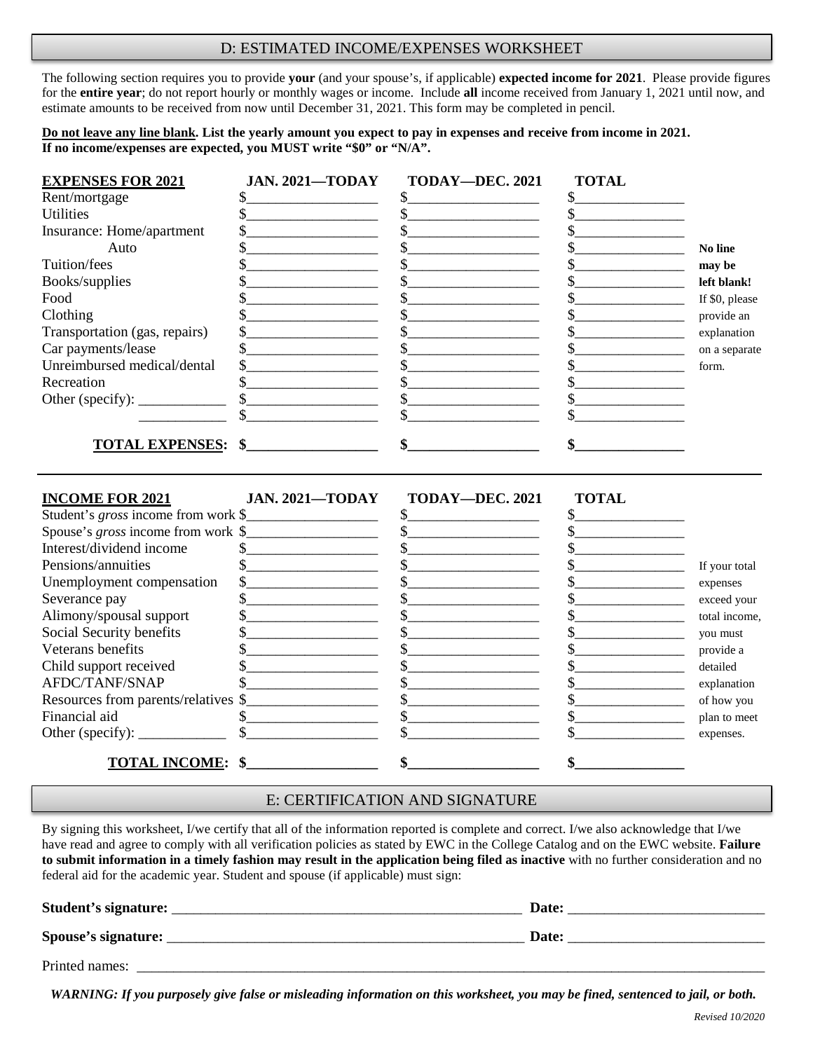## D: ESTIMATED INCOME/EXPENSES WORKSHEET

The following section requires you to provide **your** (and your spouse's, if applicable) **expected income for 2021**. Please provide figures for the **entire year**; do not report hourly or monthly wages or income. Include **all** income received from January 1, 2021 until now, and estimate amounts to be received from now until December 31, 2021. This form may be completed in pencil.

**Do not leave any line blank. List the yearly amount you expect to pay in expenses and receive from income in 2021. If no income/expenses are expected, you MUST write "$0" or "N/A".**

| **EXPENSES FOR 2021** | **JAN. 2021—TODAY** | **TODAY—DEC. 2021** | **TOTAL** | |
|---|---|---|---|---|
| Rent/mortgage | $__________________ | $__________________ | $________________ | |
| Utilities | $__________________ | $__________________ | $________________ | |
| Insurance: Home/apartment | $__________________ | $__________________ | $________________ | |
| Auto | $__________________ | $__________________ | $________________ | **No line** |
| Tuition/fees | $__________________ | $__________________ | $________________ | **may be** |
| Books/supplies | $__________________ | $__________________ | $________________ | **left blank!** |
| Food | $__________________ | $__________________ | $________________ | If $0, please |
| Clothing | $__________________ | $__________________ | $________________ | provide an |
| Transportation (gas, repairs) | $__________________ | $__________________ | $________________ | explanation |
| Car payments/lease | $__________________ | $__________________ | $________________ | on a separate |
| Unreimbursed medical/dental | $__________________ | $__________________ | $________________ | form. |
| Recreation | $__________________ | $__________________ | $________________ | |
| Other (specify): ____________ | $__________________ | $__________________ | $________________ | |
| ____________ | $__________________ | $__________________ | $________________ | |
| **TOTAL EXPENSES:** | **$__________________** | **$__________________** | **$________________** | |

| **INCOME FOR 2021** | **JAN. 2021—TODAY** | **TODAY—DEC. 2021** | **TOTAL** | |
|---|---|---|---|---|
| Student's *gross* income from work | $__________________ | $__________________ | $________________ | |
| Spouse's *gross* income from work | $__________________ | $__________________ | $________________ | |
| Interest/dividend income | $__________________ | $__________________ | $________________ | |
| Pensions/annuities | $__________________ | $__________________ | $________________ | If your total |
| Unemployment compensation | $__________________ | $__________________ | $________________ | expenses |
| Severance pay | $__________________ | $__________________ | $________________ | exceed your |
| Alimony/spousal support | $__________________ | $__________________ | $________________ | total income, |
| Social Security benefits | $__________________ | $__________________ | $________________ | you must |
| Veterans benefits | $__________________ | $__________________ | $________________ | provide a |
| Child support received | $__________________ | $__________________ | $________________ | detailed |
| AFDC/TANF/SNAP | $__________________ | $__________________ | $________________ | explanation |
| Resources from parents/relatives | $__________________ | $__________________ | $________________ | of how you |
| Financial aid | $__________________ | $__________________ | $________________ | plan to meet |
| Other (specify): ____________ | $__________________ | $__________________ | $________________ | expenses. |
| **TOTAL INCOME:** | **$__________________** | **$__________________** | **$________________** | |

## E: CERTIFICATION AND SIGNATURE

By signing this worksheet, I/we certify that all of the information reported is complete and correct. I/we also acknowledge that I/we have read and agree to comply with all verification policies as stated by EWC in the College Catalog and on the EWC website. **Failure to submit information in a timely fashion may result in the application being filed as inactive** with no further consideration and no federal aid for the academic year. Student and spouse (if applicable) must sign:

**Student's signature:** __________________________________________________ **Date:** ___________________________

**Spouse's signature:** __________________________________________________ **Date:** ___________________________

Printed names: ______________________________________________________________________________________

***WARNING: If you purposely give false or misleading information on this worksheet, you may be fined, sentenced to jail, or both.***

*Revised 10/2020*